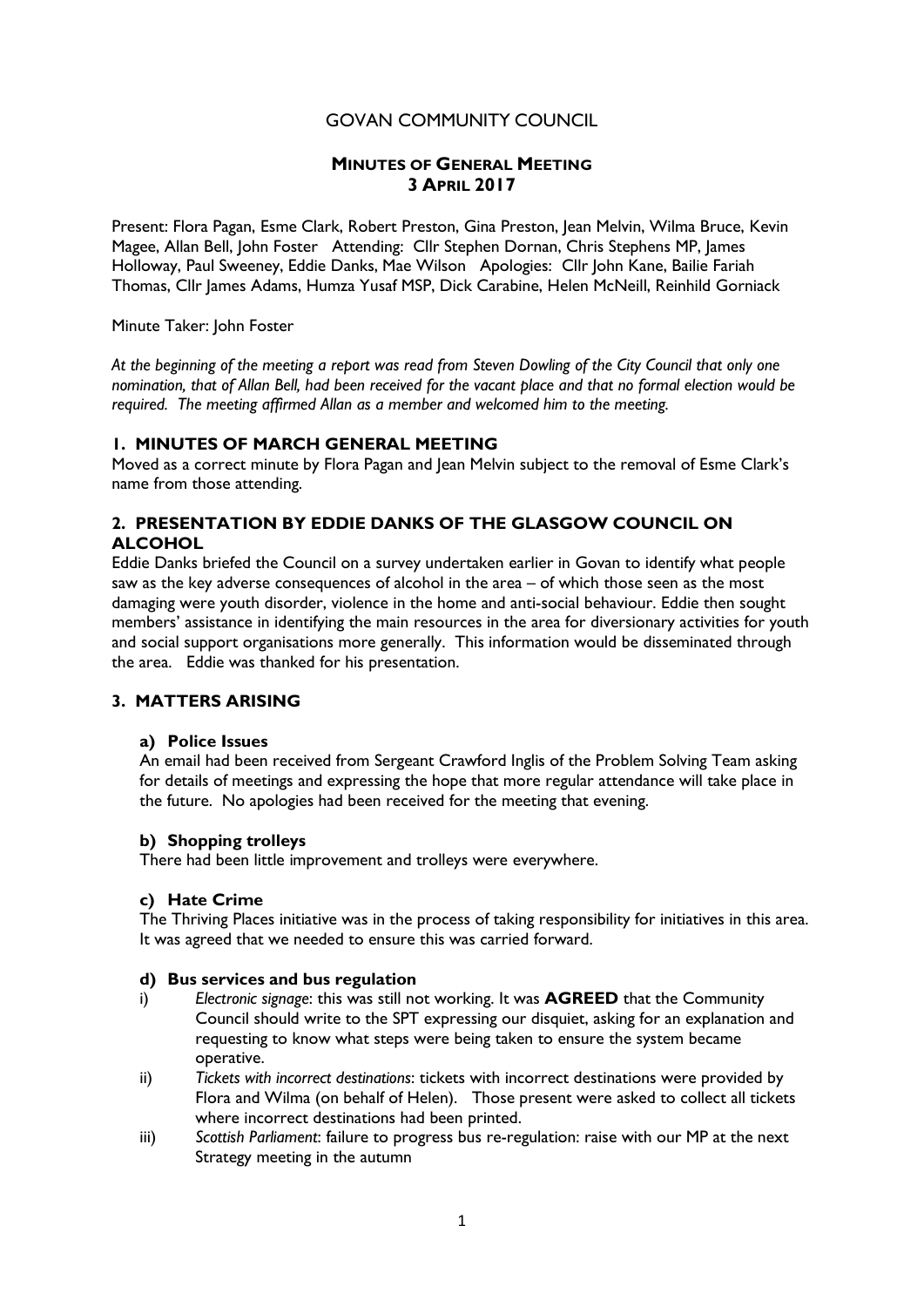# GOVAN COMMUNITY COUNCIL

## MINUTES OF GENERAL MEETING
## 3 APRIL 2017

Present: Flora Pagan, Esme Clark, Robert Preston, Gina Preston, Jean Melvin, Wilma Bruce, Kevin Magee, Allan Bell, John Foster Attending: Cllr Stephen Dornan, Chris Stephens MP, James Holloway, Paul Sweeney, Eddie Danks, Mae Wilson Apologies: Cllr John Kane, Bailie Fariah Thomas, Cllr James Adams, Humza Yusaf MSP, Dick Carabine, Helen McNeill, Reinhild Gorniack

Minute Taker: John Foster

*At the beginning of the meeting a report was read from Steven Dowling of the City Council that only one nomination, that of Allan Bell, had been received for the vacant place and that no formal election would be required. The meeting affirmed Allan as a member and welcomed him to the meeting.*

### 1. MINUTES OF MARCH GENERAL MEETING

Moved as a correct minute by Flora Pagan and Jean Melvin subject to the removal of Esme Clark's name from those attending.

### 2. PRESENTATION BY EDDIE DANKS OF THE GLASGOW COUNCIL ON ALCOHOL

Eddie Danks briefed the Council on a survey undertaken earlier in Govan to identify what people saw as the key adverse consequences of alcohol in the area – of which those seen as the most damaging were youth disorder, violence in the home and anti-social behaviour. Eddie then sought members' assistance in identifying the main resources in the area for diversionary activities for youth and social support organisations more generally. This information would be disseminated through the area. Eddie was thanked for his presentation.

### 3. MATTERS ARISING

**a) Police Issues**

An email had been received from Sergeant Crawford Inglis of the Problem Solving Team asking for details of meetings and expressing the hope that more regular attendance will take place in the future. No apologies had been received for the meeting that evening.

**b) Shopping trolleys**

There had been little improvement and trolleys were everywhere.

**c) Hate Crime**

The Thriving Places initiative was in the process of taking responsibility for initiatives in this area. It was agreed that we needed to ensure this was carried forward.

**d) Bus services and bus regulation**

i) *Electronic signage*: this was still not working. It was **AGREED** that the Community Council should write to the SPT expressing our disquiet, asking for an explanation and requesting to know what steps were being taken to ensure the system became operative.

ii) *Tickets with incorrect destinations*: tickets with incorrect destinations were provided by Flora and Wilma (on behalf of Helen). Those present were asked to collect all tickets where incorrect destinations had been printed.

iii) *Scottish Parliament*: failure to progress bus re-regulation: raise with our MP at the next Strategy meeting in the autumn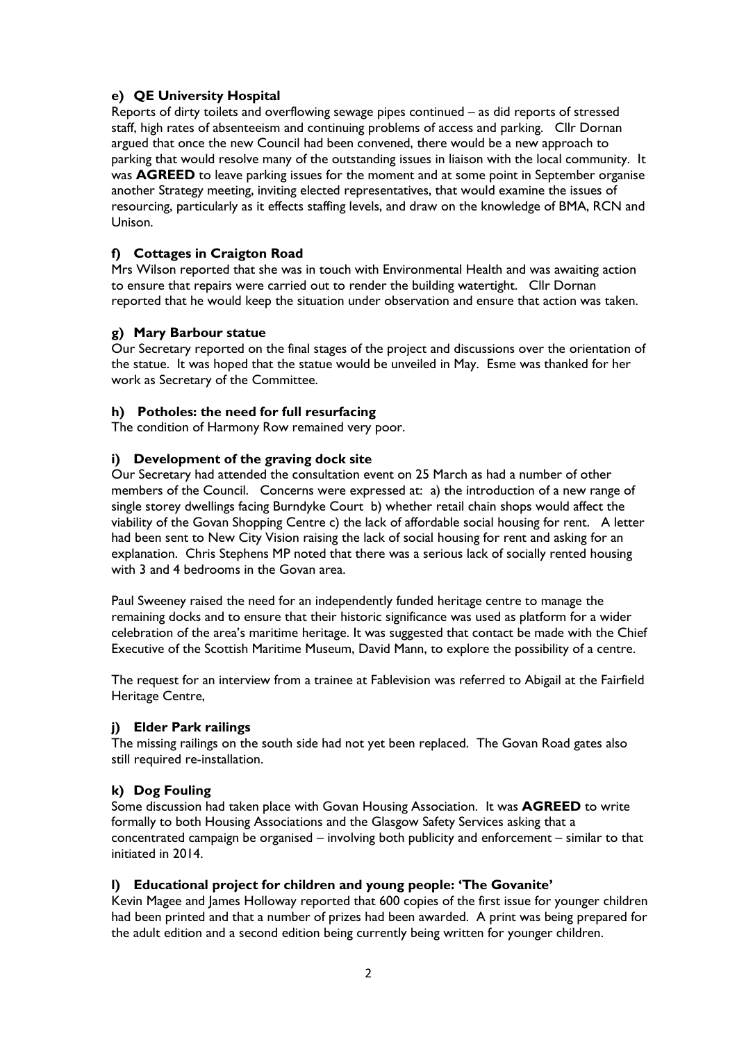#### e) QE University Hospital

Reports of dirty toilets and overflowing sewage pipes continued – as did reports of stressed staff, high rates of absenteeism and continuing problems of access and parking. Cllr Dornan argued that once the new Council had been convened, there would be a new approach to parking that would resolve many of the outstanding issues in liaison with the local community. It was **AGREED** to leave parking issues for the moment and at some point in September organise another Strategy meeting, inviting elected representatives, that would examine the issues of resourcing, particularly as it effects staffing levels, and draw on the knowledge of BMA, RCN and Unison.

#### f) Cottages in Craigton Road

Mrs Wilson reported that she was in touch with Environmental Health and was awaiting action to ensure that repairs were carried out to render the building watertight. Cllr Dornan reported that he would keep the situation under observation and ensure that action was taken.

#### g) Mary Barbour statue

Our Secretary reported on the final stages of the project and discussions over the orientation of the statue. It was hoped that the statue would be unveiled in May. Esme was thanked for her work as Secretary of the Committee.

#### h) Potholes: the need for full resurfacing

The condition of Harmony Row remained very poor.

#### i) Development of the graving dock site

Our Secretary had attended the consultation event on 25 March as had a number of other members of the Council. Concerns were expressed at: a) the introduction of a new range of single storey dwellings facing Burndyke Court b) whether retail chain shops would affect the viability of the Govan Shopping Centre c) the lack of affordable social housing for rent. A letter had been sent to New City Vision raising the lack of social housing for rent and asking for an explanation. Chris Stephens MP noted that there was a serious lack of socially rented housing with 3 and 4 bedrooms in the Govan area.

Paul Sweeney raised the need for an independently funded heritage centre to manage the remaining docks and to ensure that their historic significance was used as platform for a wider celebration of the area's maritime heritage. It was suggested that contact be made with the Chief Executive of the Scottish Maritime Museum, David Mann, to explore the possibility of a centre.

The request for an interview from a trainee at Fablevision was referred to Abigail at the Fairfield Heritage Centre,

#### j) Elder Park railings

The missing railings on the south side had not yet been replaced. The Govan Road gates also still required re-installation.

#### k) Dog Fouling

Some discussion had taken place with Govan Housing Association. It was **AGREED** to write formally to both Housing Associations and the Glasgow Safety Services asking that a concentrated campaign be organised – involving both publicity and enforcement – similar to that initiated in 2014.

#### l) Educational project for children and young people: 'The Govanite'

Kevin Magee and James Holloway reported that 600 copies of the first issue for younger children had been printed and that a number of prizes had been awarded. A print was being prepared for the adult edition and a second edition being currently being written for younger children.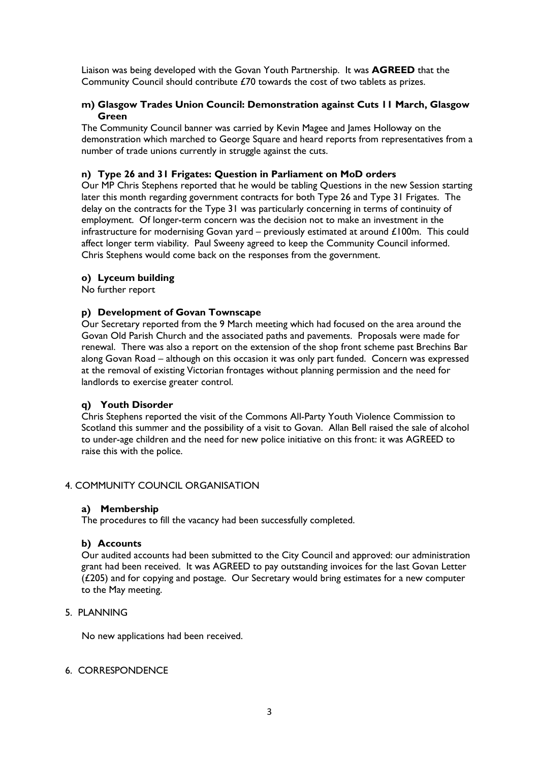Liaison was being developed with the Govan Youth Partnership. It was **AGREED** that the Community Council should contribute £70 towards the cost of two tablets as prizes.

#### m) Glasgow Trades Union Council: Demonstration against Cuts 11 March, Glasgow Green

The Community Council banner was carried by Kevin Magee and James Holloway on the demonstration which marched to George Square and heard reports from representatives from a number of trade unions currently in struggle against the cuts.

#### n) Type 26 and 31 Frigates: Question in Parliament on MoD orders

Our MP Chris Stephens reported that he would be tabling Questions in the new Session starting later this month regarding government contracts for both Type 26 and Type 31 Frigates. The delay on the contracts for the Type 31 was particularly concerning in terms of continuity of employment. Of longer-term concern was the decision not to make an investment in the infrastructure for modernising Govan yard – previously estimated at around £100m. This could affect longer term viability. Paul Sweeny agreed to keep the Community Council informed. Chris Stephens would come back on the responses from the government.

#### o) Lyceum building

No further report

#### p) Development of Govan Townscape

Our Secretary reported from the 9 March meeting which had focused on the area around the Govan Old Parish Church and the associated paths and pavements. Proposals were made for renewal. There was also a report on the extension of the shop front scheme past Brechins Bar along Govan Road – although on this occasion it was only part funded. Concern was expressed at the removal of existing Victorian frontages without planning permission and the need for landlords to exercise greater control.

#### q) Youth Disorder

Chris Stephens reported the visit of the Commons All-Party Youth Violence Commission to Scotland this summer and the possibility of a visit to Govan. Allan Bell raised the sale of alcohol to under-age children and the need for new police initiative on this front: it was AGREED to raise this with the police.

## 4. COMMUNITY COUNCIL ORGANISATION

#### a) Membership

The procedures to fill the vacancy had been successfully completed.

#### b) Accounts

Our audited accounts had been submitted to the City Council and approved: our administration grant had been received. It was AGREED to pay outstanding invoices for the last Govan Letter (£205) and for copying and postage. Our Secretary would bring estimates for a new computer to the May meeting.

## 5. PLANNING

No new applications had been received.

## 6. CORRESPONDENCE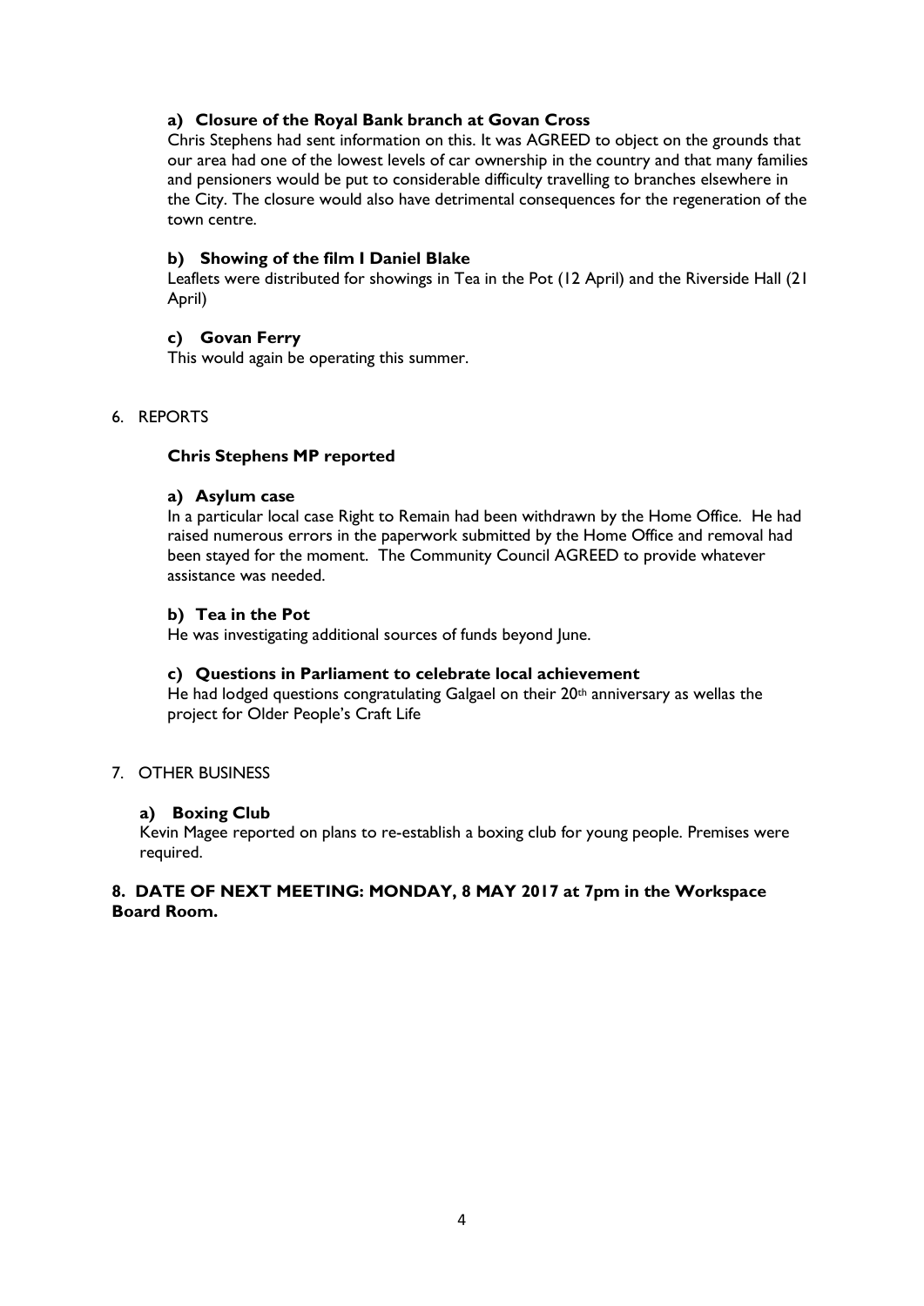**a) Closure of the Royal Bank branch at Govan Cross**

Chris Stephens had sent information on this. It was AGREED to object on the grounds that our area had one of the lowest levels of car ownership in the country and that many families and pensioners would be put to considerable difficulty travelling to branches elsewhere in the City. The closure would also have detrimental consequences for the regeneration of the town centre.

**b) Showing of the film I Daniel Blake**

Leaflets were distributed for showings in Tea in the Pot (12 April) and the Riverside Hall (21 April)

**c) Govan Ferry**

This would again be operating this summer.

6. REPORTS

**Chris Stephens MP reported**

**a) Asylum case**

In a particular local case Right to Remain had been withdrawn by the Home Office. He had raised numerous errors in the paperwork submitted by the Home Office and removal had been stayed for the moment. The Community Council AGREED to provide whatever assistance was needed.

**b) Tea in the Pot**

He was investigating additional sources of funds beyond June.

**c) Questions in Parliament to celebrate local achievement**

He had lodged questions congratulating Galgael on their 20th anniversary as wellas the project for Older People's Craft Life

7. OTHER BUSINESS

**a) Boxing Club**

Kevin Magee reported on plans to re-establish a boxing club for young people. Premises were required.

**8. DATE OF NEXT MEETING: MONDAY, 8 MAY 2017 at 7pm in the Workspace Board Room.**